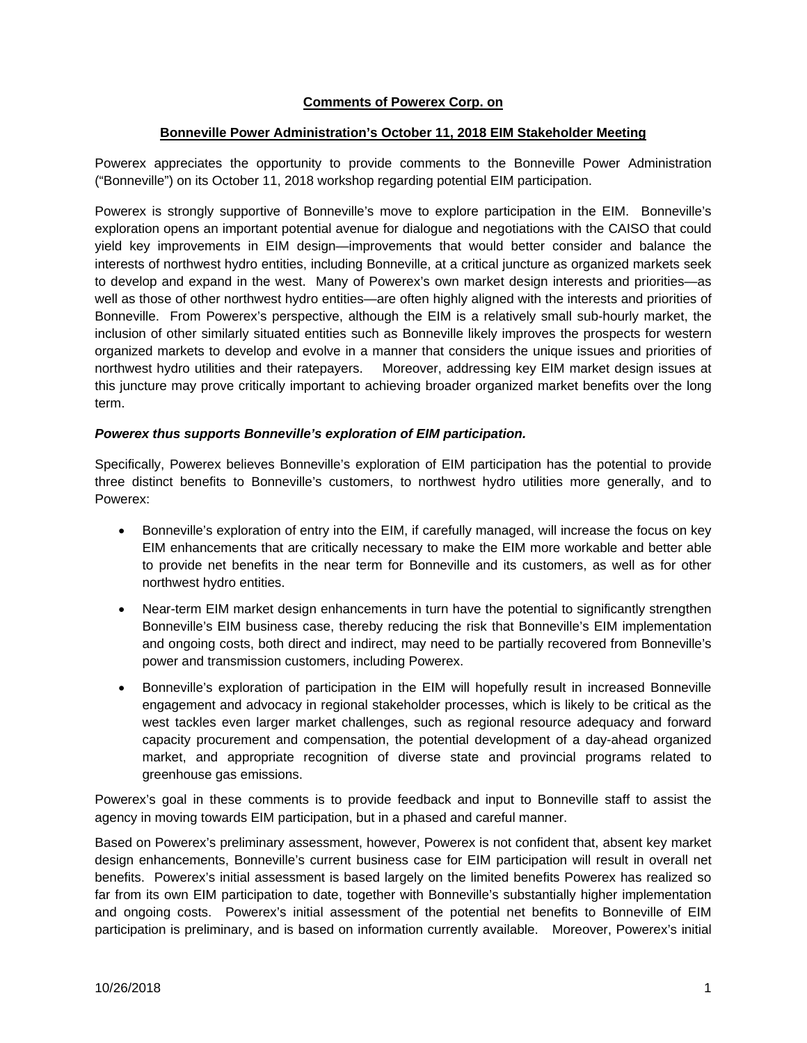**Comments of Powerex Corp. on**

**Bonneville Power Administration's October 11, 2018 EIM Stakeholder Meeting**

Powerex appreciates the opportunity to provide comments to the Bonneville Power Administration ("Bonneville") on its October 11, 2018 workshop regarding potential EIM participation.

Powerex is strongly supportive of Bonneville's move to explore participation in the EIM. Bonneville's exploration opens an important potential avenue for dialogue and negotiations with the CAISO that could yield key improvements in EIM design—improvements that would better consider and balance the interests of northwest hydro entities, including Bonneville, at a critical juncture as organized markets seek to develop and expand in the west. Many of Powerex's own market design interests and priorities—as well as those of other northwest hydro entities—are often highly aligned with the interests and priorities of Bonneville. From Powerex's perspective, although the EIM is a relatively small sub-hourly market, the inclusion of other similarly situated entities such as Bonneville likely improves the prospects for western organized markets to develop and evolve in a manner that considers the unique issues and priorities of northwest hydro utilities and their ratepayers. Moreover, addressing key EIM market design issues at this juncture may prove critically important to achieving broader organized market benefits over the long term.

***Powerex thus supports Bonneville's exploration of EIM participation.***

Specifically, Powerex believes Bonneville's exploration of EIM participation has the potential to provide three distinct benefits to Bonneville's customers, to northwest hydro utilities more generally, and to Powerex:

- Bonneville's exploration of entry into the EIM, if carefully managed, will increase the focus on key EIM enhancements that are critically necessary to make the EIM more workable and better able to provide net benefits in the near term for Bonneville and its customers, as well as for other northwest hydro entities.
- Near-term EIM market design enhancements in turn have the potential to significantly strengthen Bonneville's EIM business case, thereby reducing the risk that Bonneville's EIM implementation and ongoing costs, both direct and indirect, may need to be partially recovered from Bonneville's power and transmission customers, including Powerex.
- Bonneville's exploration of participation in the EIM will hopefully result in increased Bonneville engagement and advocacy in regional stakeholder processes, which is likely to be critical as the west tackles even larger market challenges, such as regional resource adequacy and forward capacity procurement and compensation, the potential development of a day-ahead organized market, and appropriate recognition of diverse state and provincial programs related to greenhouse gas emissions.

Powerex's goal in these comments is to provide feedback and input to Bonneville staff to assist the agency in moving towards EIM participation, but in a phased and careful manner.

Based on Powerex's preliminary assessment, however, Powerex is not confident that, absent key market design enhancements, Bonneville's current business case for EIM participation will result in overall net benefits. Powerex's initial assessment is based largely on the limited benefits Powerex has realized so far from its own EIM participation to date, together with Bonneville's substantially higher implementation and ongoing costs. Powerex's initial assessment of the potential net benefits to Bonneville of EIM participation is preliminary, and is based on information currently available. Moreover, Powerex's initial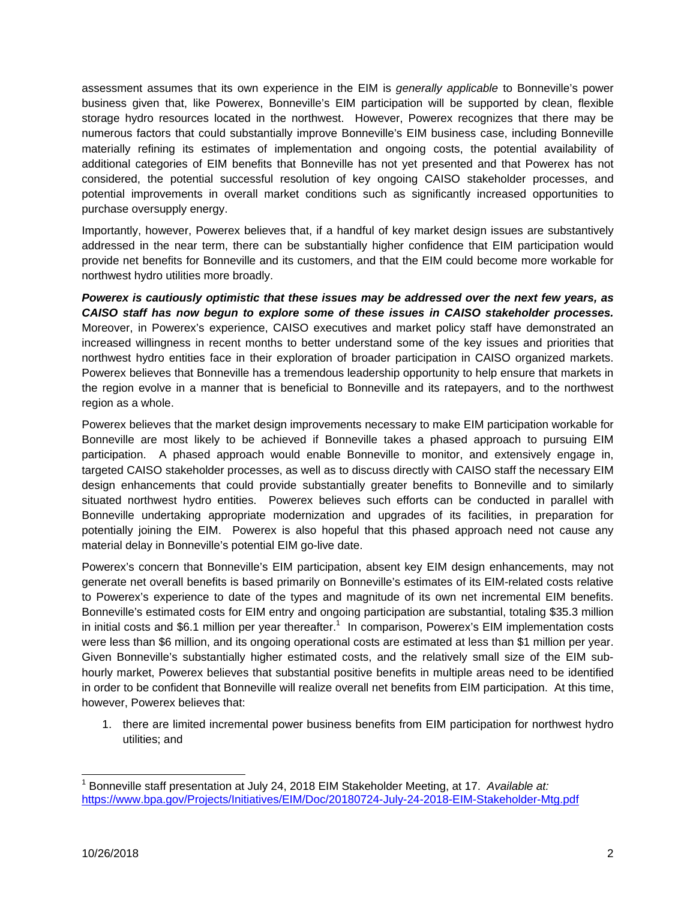assessment assumes that its own experience in the EIM is *generally applicable* to Bonneville's power business given that, like Powerex, Bonneville's EIM participation will be supported by clean, flexible storage hydro resources located in the northwest. However, Powerex recognizes that there may be numerous factors that could substantially improve Bonneville's EIM business case, including Bonneville materially refining its estimates of implementation and ongoing costs, the potential availability of additional categories of EIM benefits that Bonneville has not yet presented and that Powerex has not considered, the potential successful resolution of key ongoing CAISO stakeholder processes, and potential improvements in overall market conditions such as significantly increased opportunities to purchase oversupply energy.

Importantly, however, Powerex believes that, if a handful of key market design issues are substantively addressed in the near term, there can be substantially higher confidence that EIM participation would provide net benefits for Bonneville and its customers, and that the EIM could become more workable for northwest hydro utilities more broadly.

***Powerex is cautiously optimistic that these issues may be addressed over the next few years, as CAISO staff has now begun to explore some of these issues in CAISO stakeholder processes.*** Moreover, in Powerex's experience, CAISO executives and market policy staff have demonstrated an increased willingness in recent months to better understand some of the key issues and priorities that northwest hydro entities face in their exploration of broader participation in CAISO organized markets. Powerex believes that Bonneville has a tremendous leadership opportunity to help ensure that markets in the region evolve in a manner that is beneficial to Bonneville and its ratepayers, and to the northwest region as a whole.

Powerex believes that the market design improvements necessary to make EIM participation workable for Bonneville are most likely to be achieved if Bonneville takes a phased approach to pursuing EIM participation. A phased approach would enable Bonneville to monitor, and extensively engage in, targeted CAISO stakeholder processes, as well as to discuss directly with CAISO staff the necessary EIM design enhancements that could provide substantially greater benefits to Bonneville and to similarly situated northwest hydro entities. Powerex believes such efforts can be conducted in parallel with Bonneville undertaking appropriate modernization and upgrades of its facilities, in preparation for potentially joining the EIM. Powerex is also hopeful that this phased approach need not cause any material delay in Bonneville's potential EIM go-live date.

Powerex's concern that Bonneville's EIM participation, absent key EIM design enhancements, may not generate net overall benefits is based primarily on Bonneville's estimates of its EIM-related costs relative to Powerex's experience to date of the types and magnitude of its own net incremental EIM benefits. Bonneville's estimated costs for EIM entry and ongoing participation are substantial, totaling $35.3 million in initial costs and $6.1 million per year thereafter.[1] In comparison, Powerex's EIM implementation costs were less than $6 million, and its ongoing operational costs are estimated at less than $1 million per year. Given Bonneville's substantially higher estimated costs, and the relatively small size of the EIM sub-hourly market, Powerex believes that substantial positive benefits in multiple areas need to be identified in order to be confident that Bonneville will realize overall net benefits from EIM participation. At this time, however, Powerex believes that:

1. there are limited incremental power business benefits from EIM participation for northwest hydro utilities; and

---

[1] Bonneville staff presentation at July 24, 2018 EIM Stakeholder Meeting, at 17. *Available at:* https://www.bpa.gov/Projects/Initiatives/EIM/Doc/20180724-July-24-2018-EIM-Stakeholder-Mtg.pdf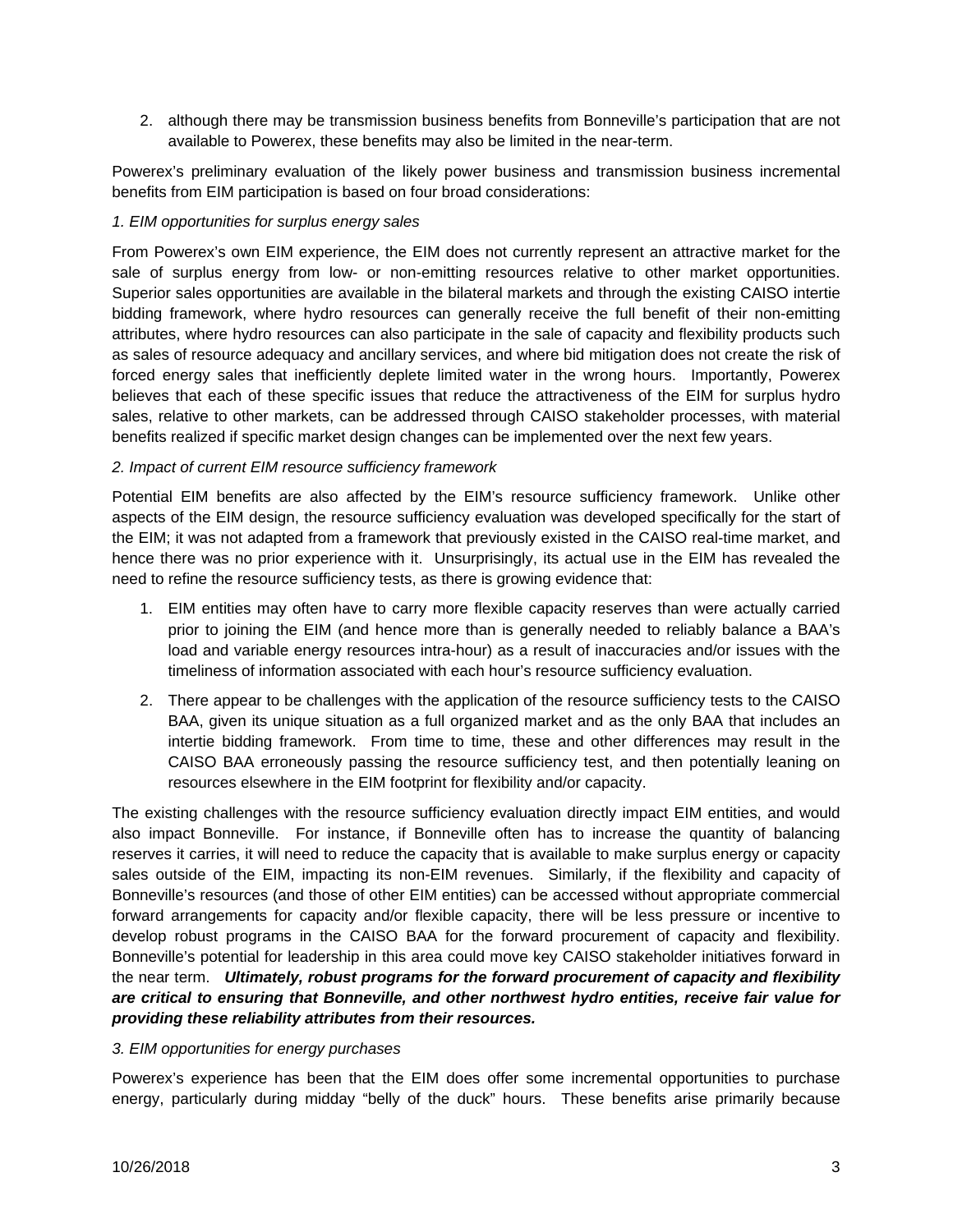2. although there may be transmission business benefits from Bonneville's participation that are not available to Powerex, these benefits may also be limited in the near-term.

Powerex's preliminary evaluation of the likely power business and transmission business incremental benefits from EIM participation is based on four broad considerations:

*1. EIM opportunities for surplus energy sales*

From Powerex's own EIM experience, the EIM does not currently represent an attractive market for the sale of surplus energy from low- or non-emitting resources relative to other market opportunities. Superior sales opportunities are available in the bilateral markets and through the existing CAISO intertie bidding framework, where hydro resources can generally receive the full benefit of their non-emitting attributes, where hydro resources can also participate in the sale of capacity and flexibility products such as sales of resource adequacy and ancillary services, and where bid mitigation does not create the risk of forced energy sales that inefficiently deplete limited water in the wrong hours. Importantly, Powerex believes that each of these specific issues that reduce the attractiveness of the EIM for surplus hydro sales, relative to other markets, can be addressed through CAISO stakeholder processes, with material benefits realized if specific market design changes can be implemented over the next few years.

*2. Impact of current EIM resource sufficiency framework*

Potential EIM benefits are also affected by the EIM's resource sufficiency framework. Unlike other aspects of the EIM design, the resource sufficiency evaluation was developed specifically for the start of the EIM; it was not adapted from a framework that previously existed in the CAISO real-time market, and hence there was no prior experience with it. Unsurprisingly, its actual use in the EIM has revealed the need to refine the resource sufficiency tests, as there is growing evidence that:

1. EIM entities may often have to carry more flexible capacity reserves than were actually carried prior to joining the EIM (and hence more than is generally needed to reliably balance a BAA's load and variable energy resources intra-hour) as a result of inaccuracies and/or issues with the timeliness of information associated with each hour's resource sufficiency evaluation.
2. There appear to be challenges with the application of the resource sufficiency tests to the CAISO BAA, given its unique situation as a full organized market and as the only BAA that includes an intertie bidding framework. From time to time, these and other differences may result in the CAISO BAA erroneously passing the resource sufficiency test, and then potentially leaning on resources elsewhere in the EIM footprint for flexibility and/or capacity.

The existing challenges with the resource sufficiency evaluation directly impact EIM entities, and would also impact Bonneville. For instance, if Bonneville often has to increase the quantity of balancing reserves it carries, it will need to reduce the capacity that is available to make surplus energy or capacity sales outside of the EIM, impacting its non-EIM revenues. Similarly, if the flexibility and capacity of Bonneville's resources (and those of other EIM entities) can be accessed without appropriate commercial forward arrangements for capacity and/or flexible capacity, there will be less pressure or incentive to develop robust programs in the CAISO BAA for the forward procurement of capacity and flexibility. Bonneville's potential for leadership in this area could move key CAISO stakeholder initiatives forward in the near term. ***Ultimately, robust programs for the forward procurement of capacity and flexibility are critical to ensuring that Bonneville, and other northwest hydro entities, receive fair value for providing these reliability attributes from their resources.***

*3. EIM opportunities for energy purchases*

Powerex's experience has been that the EIM does offer some incremental opportunities to purchase energy, particularly during midday "belly of the duck" hours. These benefits arise primarily because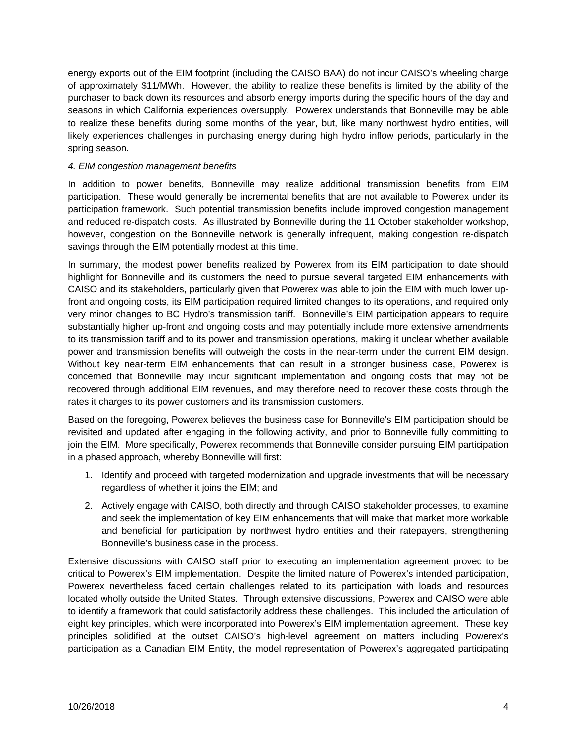energy exports out of the EIM footprint (including the CAISO BAA) do not incur CAISO's wheeling charge of approximately $11/MWh. However, the ability to realize these benefits is limited by the ability of the purchaser to back down its resources and absorb energy imports during the specific hours of the day and seasons in which California experiences oversupply. Powerex understands that Bonneville may be able to realize these benefits during some months of the year, but, like many northwest hydro entities, will likely experiences challenges in purchasing energy during high hydro inflow periods, particularly in the spring season.

*4. EIM congestion management benefits*

In addition to power benefits, Bonneville may realize additional transmission benefits from EIM participation. These would generally be incremental benefits that are not available to Powerex under its participation framework. Such potential transmission benefits include improved congestion management and reduced re-dispatch costs. As illustrated by Bonneville during the 11 October stakeholder workshop, however, congestion on the Bonneville network is generally infrequent, making congestion re-dispatch savings through the EIM potentially modest at this time.

In summary, the modest power benefits realized by Powerex from its EIM participation to date should highlight for Bonneville and its customers the need to pursue several targeted EIM enhancements with CAISO and its stakeholders, particularly given that Powerex was able to join the EIM with much lower up-front and ongoing costs, its EIM participation required limited changes to its operations, and required only very minor changes to BC Hydro's transmission tariff. Bonneville's EIM participation appears to require substantially higher up-front and ongoing costs and may potentially include more extensive amendments to its transmission tariff and to its power and transmission operations, making it unclear whether available power and transmission benefits will outweigh the costs in the near-term under the current EIM design. Without key near-term EIM enhancements that can result in a stronger business case, Powerex is concerned that Bonneville may incur significant implementation and ongoing costs that may not be recovered through additional EIM revenues, and may therefore need to recover these costs through the rates it charges to its power customers and its transmission customers.

Based on the foregoing, Powerex believes the business case for Bonneville's EIM participation should be revisited and updated after engaging in the following activity, and prior to Bonneville fully committing to join the EIM. More specifically, Powerex recommends that Bonneville consider pursuing EIM participation in a phased approach, whereby Bonneville will first:

1. Identify and proceed with targeted modernization and upgrade investments that will be necessary regardless of whether it joins the EIM; and
2. Actively engage with CAISO, both directly and through CAISO stakeholder processes, to examine and seek the implementation of key EIM enhancements that will make that market more workable and beneficial for participation by northwest hydro entities and their ratepayers, strengthening Bonneville's business case in the process.

Extensive discussions with CAISO staff prior to executing an implementation agreement proved to be critical to Powerex's EIM implementation. Despite the limited nature of Powerex's intended participation, Powerex nevertheless faced certain challenges related to its participation with loads and resources located wholly outside the United States. Through extensive discussions, Powerex and CAISO were able to identify a framework that could satisfactorily address these challenges. This included the articulation of eight key principles, which were incorporated into Powerex's EIM implementation agreement. These key principles solidified at the outset CAISO's high-level agreement on matters including Powerex's participation as a Canadian EIM Entity, the model representation of Powerex's aggregated participating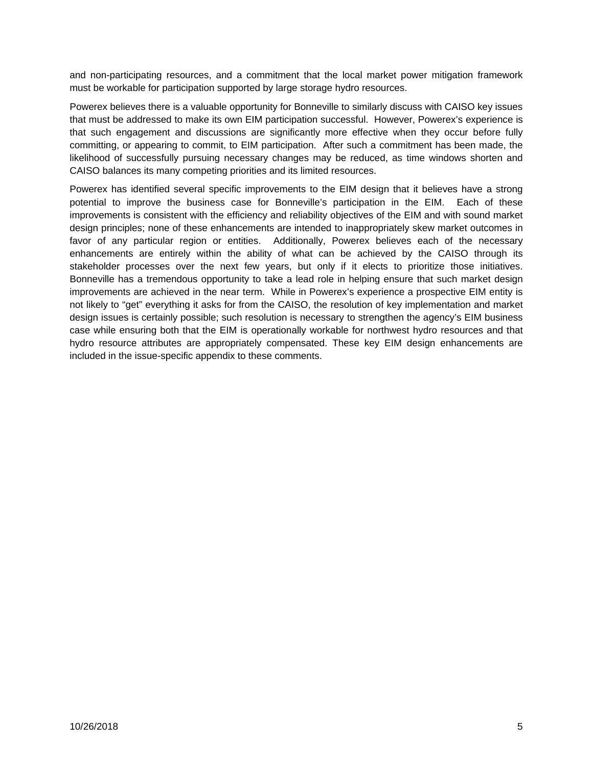and non-participating resources, and a commitment that the local market power mitigation framework must be workable for participation supported by large storage hydro resources.

Powerex believes there is a valuable opportunity for Bonneville to similarly discuss with CAISO key issues that must be addressed to make its own EIM participation successful. However, Powerex's experience is that such engagement and discussions are significantly more effective when they occur before fully committing, or appearing to commit, to EIM participation. After such a commitment has been made, the likelihood of successfully pursuing necessary changes may be reduced, as time windows shorten and CAISO balances its many competing priorities and its limited resources.

Powerex has identified several specific improvements to the EIM design that it believes have a strong potential to improve the business case for Bonneville's participation in the EIM. Each of these improvements is consistent with the efficiency and reliability objectives of the EIM and with sound market design principles; none of these enhancements are intended to inappropriately skew market outcomes in favor of any particular region or entities. Additionally, Powerex believes each of the necessary enhancements are entirely within the ability of what can be achieved by the CAISO through its stakeholder processes over the next few years, but only if it elects to prioritize those initiatives. Bonneville has a tremendous opportunity to take a lead role in helping ensure that such market design improvements are achieved in the near term. While in Powerex's experience a prospective EIM entity is not likely to "get" everything it asks for from the CAISO, the resolution of key implementation and market design issues is certainly possible; such resolution is necessary to strengthen the agency's EIM business case while ensuring both that the EIM is operationally workable for northwest hydro resources and that hydro resource attributes are appropriately compensated. These key EIM design enhancements are included in the issue-specific appendix to these comments.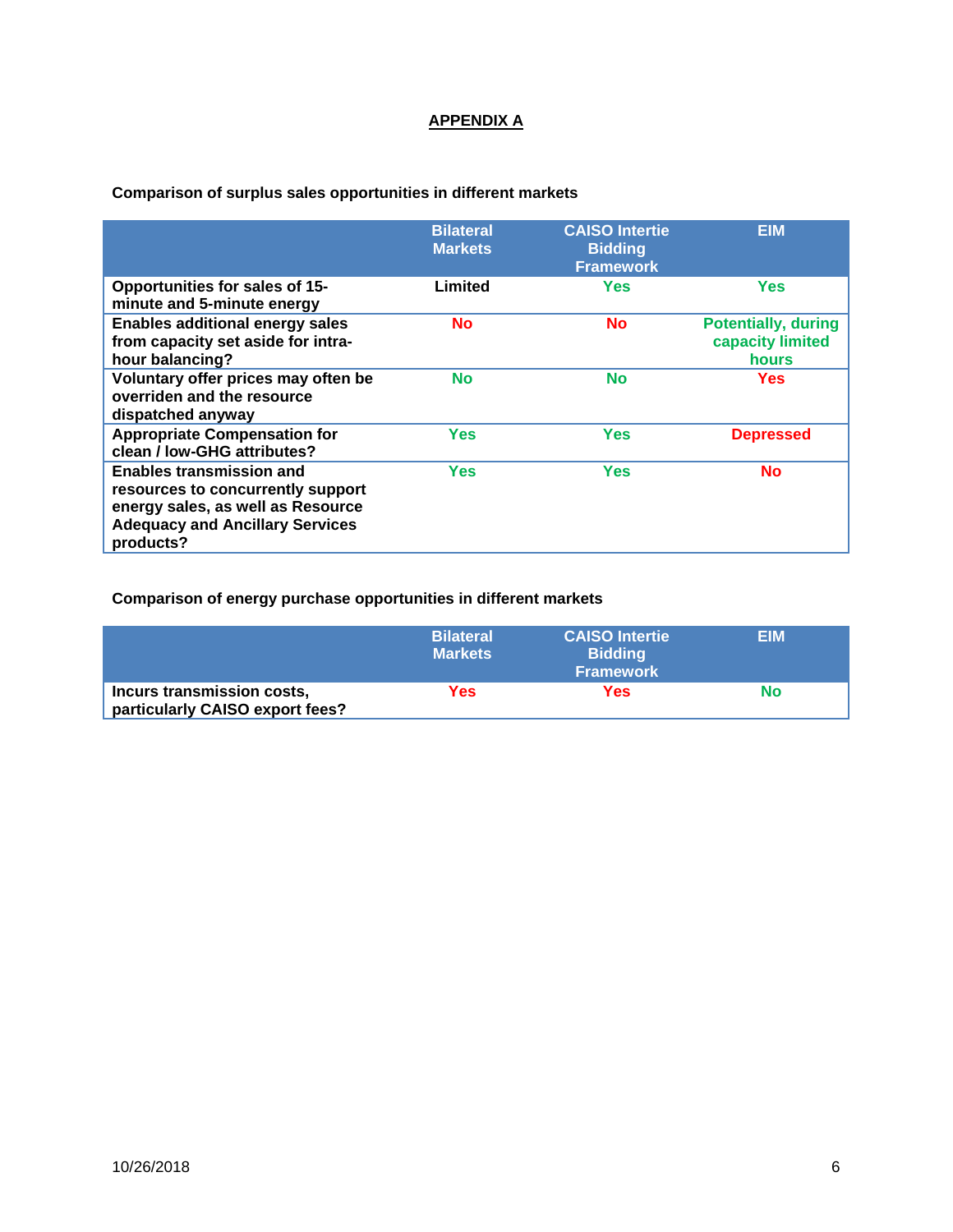# APPENDIX A

**Comparison of surplus sales opportunities in different markets**

| | Bilateral Markets | CAISO Intertie Bidding Framework | EIM |
|---|---|---|---|
| **Opportunities for sales of 15-minute and 5-minute energy** | Limited | Yes | Yes |
| **Enables additional energy sales from capacity set aside for intra-hour balancing?** | No | No | Potentially, during capacity limited hours |
| **Voluntary offer prices may often be overriden and the resource dispatched anyway** | No | No | Yes |
| **Appropriate Compensation for clean / low-GHG attributes?** | Yes | Yes | Depressed |
| **Enables transmission and resources to concurrently support energy sales, as well as Resource Adequacy and Ancillary Services products?** | Yes | Yes | No |

**Comparison of energy purchase opportunities in different markets**

| | Bilateral Markets | CAISO Intertie Bidding Framework | EIM |
|---|---|---|---|
| **Incurs transmission costs, particularly CAISO export fees?** | Yes | Yes | No |

10/26/2018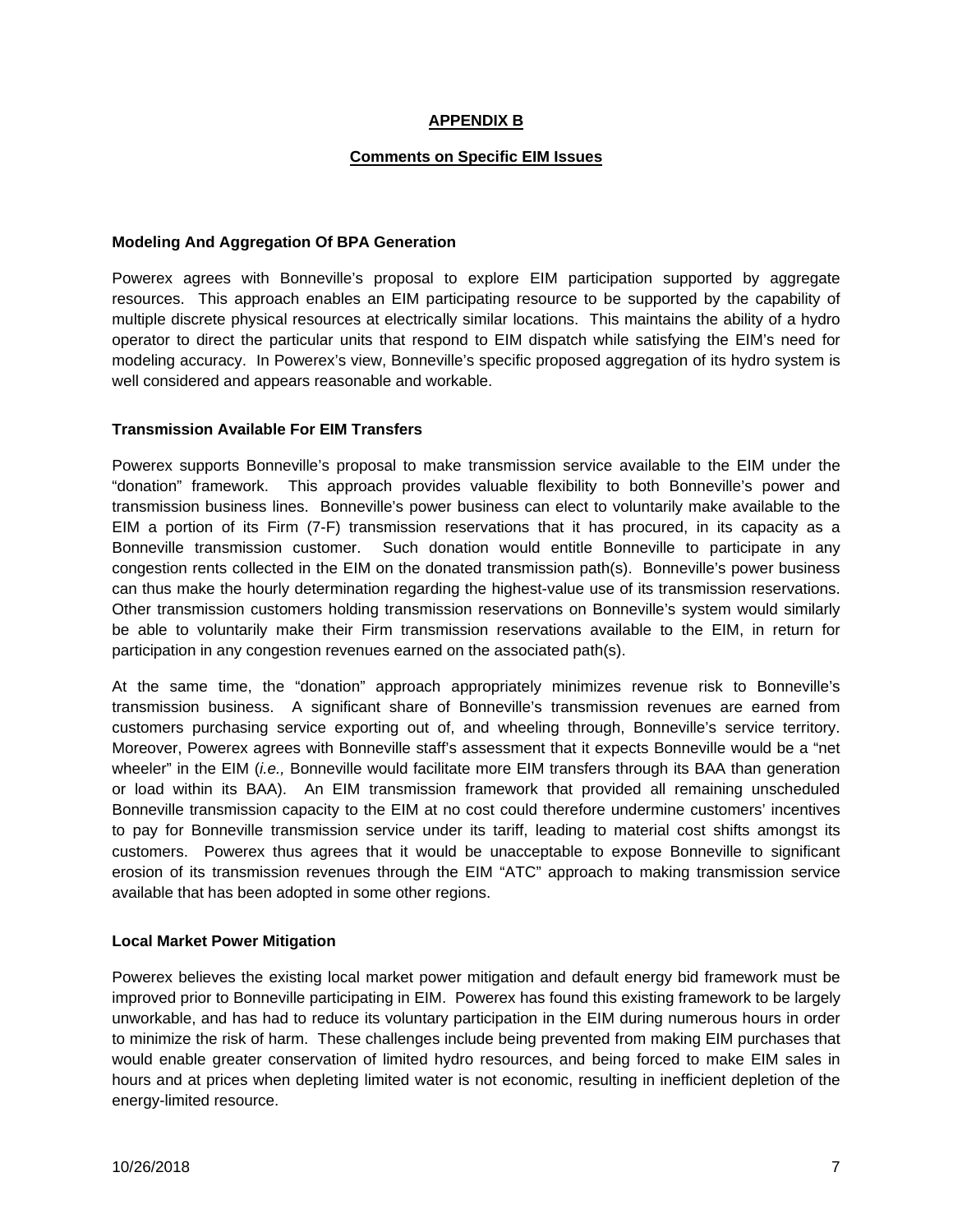## APPENDIX B

## Comments on Specific EIM Issues

### Modeling And Aggregation Of BPA Generation

Powerex agrees with Bonneville's proposal to explore EIM participation supported by aggregate resources. This approach enables an EIM participating resource to be supported by the capability of multiple discrete physical resources at electrically similar locations. This maintains the ability of a hydro operator to direct the particular units that respond to EIM dispatch while satisfying the EIM's need for modeling accuracy. In Powerex's view, Bonneville's specific proposed aggregation of its hydro system is well considered and appears reasonable and workable.

### Transmission Available For EIM Transfers

Powerex supports Bonneville's proposal to make transmission service available to the EIM under the "donation" framework. This approach provides valuable flexibility to both Bonneville's power and transmission business lines. Bonneville's power business can elect to voluntarily make available to the EIM a portion of its Firm (7-F) transmission reservations that it has procured, in its capacity as a Bonneville transmission customer. Such donation would entitle Bonneville to participate in any congestion rents collected in the EIM on the donated transmission path(s). Bonneville's power business can thus make the hourly determination regarding the highest-value use of its transmission reservations. Other transmission customers holding transmission reservations on Bonneville's system would similarly be able to voluntarily make their Firm transmission reservations available to the EIM, in return for participation in any congestion revenues earned on the associated path(s).

At the same time, the "donation" approach appropriately minimizes revenue risk to Bonneville's transmission business. A significant share of Bonneville's transmission revenues are earned from customers purchasing service exporting out of, and wheeling through, Bonneville's service territory. Moreover, Powerex agrees with Bonneville staff's assessment that it expects Bonneville would be a "net wheeler" in the EIM (*i.e.,* Bonneville would facilitate more EIM transfers through its BAA than generation or load within its BAA). An EIM transmission framework that provided all remaining unscheduled Bonneville transmission capacity to the EIM at no cost could therefore undermine customers' incentives to pay for Bonneville transmission service under its tariff, leading to material cost shifts amongst its customers. Powerex thus agrees that it would be unacceptable to expose Bonneville to significant erosion of its transmission revenues through the EIM "ATC" approach to making transmission service available that has been adopted in some other regions.

### Local Market Power Mitigation

Powerex believes the existing local market power mitigation and default energy bid framework must be improved prior to Bonneville participating in EIM. Powerex has found this existing framework to be largely unworkable, and has had to reduce its voluntary participation in the EIM during numerous hours in order to minimize the risk of harm. These challenges include being prevented from making EIM purchases that would enable greater conservation of limited hydro resources, and being forced to make EIM sales in hours and at prices when depleting limited water is not economic, resulting in inefficient depletion of the energy-limited resource.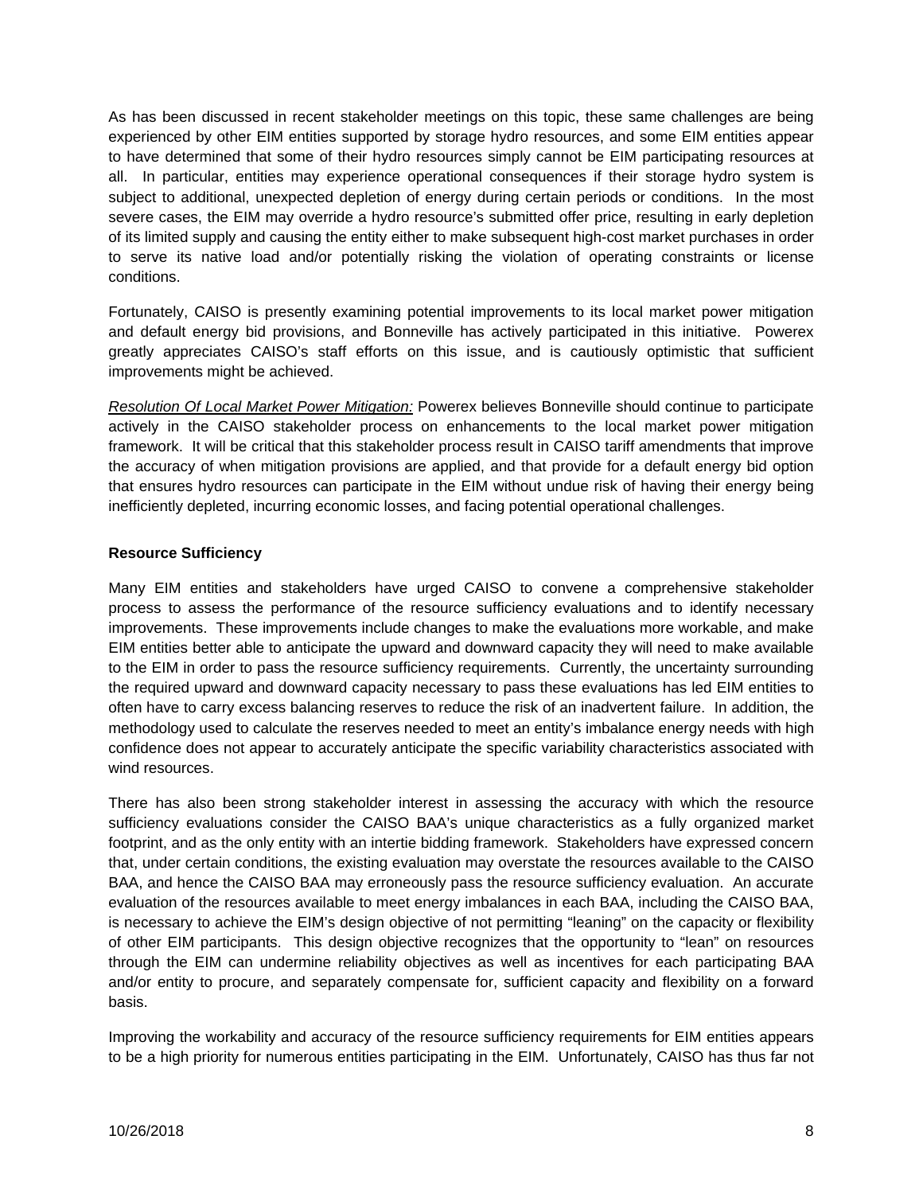As has been discussed in recent stakeholder meetings on this topic, these same challenges are being experienced by other EIM entities supported by storage hydro resources, and some EIM entities appear to have determined that some of their hydro resources simply cannot be EIM participating resources at all. In particular, entities may experience operational consequences if their storage hydro system is subject to additional, unexpected depletion of energy during certain periods or conditions. In the most severe cases, the EIM may override a hydro resource's submitted offer price, resulting in early depletion of its limited supply and causing the entity either to make subsequent high-cost market purchases in order to serve its native load and/or potentially risking the violation of operating constraints or license conditions.

Fortunately, CAISO is presently examining potential improvements to its local market power mitigation and default energy bid provisions, and Bonneville has actively participated in this initiative. Powerex greatly appreciates CAISO's staff efforts on this issue, and is cautiously optimistic that sufficient improvements might be achieved.

*Resolution Of Local Market Power Mitigation:* Powerex believes Bonneville should continue to participate actively in the CAISO stakeholder process on enhancements to the local market power mitigation framework. It will be critical that this stakeholder process result in CAISO tariff amendments that improve the accuracy of when mitigation provisions are applied, and that provide for a default energy bid option that ensures hydro resources can participate in the EIM without undue risk of having their energy being inefficiently depleted, incurring economic losses, and facing potential operational challenges.

**Resource Sufficiency**

Many EIM entities and stakeholders have urged CAISO to convene a comprehensive stakeholder process to assess the performance of the resource sufficiency evaluations and to identify necessary improvements. These improvements include changes to make the evaluations more workable, and make EIM entities better able to anticipate the upward and downward capacity they will need to make available to the EIM in order to pass the resource sufficiency requirements. Currently, the uncertainty surrounding the required upward and downward capacity necessary to pass these evaluations has led EIM entities to often have to carry excess balancing reserves to reduce the risk of an inadvertent failure. In addition, the methodology used to calculate the reserves needed to meet an entity's imbalance energy needs with high confidence does not appear to accurately anticipate the specific variability characteristics associated with wind resources.

There has also been strong stakeholder interest in assessing the accuracy with which the resource sufficiency evaluations consider the CAISO BAA's unique characteristics as a fully organized market footprint, and as the only entity with an intertie bidding framework. Stakeholders have expressed concern that, under certain conditions, the existing evaluation may overstate the resources available to the CAISO BAA, and hence the CAISO BAA may erroneously pass the resource sufficiency evaluation. An accurate evaluation of the resources available to meet energy imbalances in each BAA, including the CAISO BAA, is necessary to achieve the EIM's design objective of not permitting "leaning" on the capacity or flexibility of other EIM participants. This design objective recognizes that the opportunity to "lean" on resources through the EIM can undermine reliability objectives as well as incentives for each participating BAA and/or entity to procure, and separately compensate for, sufficient capacity and flexibility on a forward basis.

Improving the workability and accuracy of the resource sufficiency requirements for EIM entities appears to be a high priority for numerous entities participating in the EIM. Unfortunately, CAISO has thus far not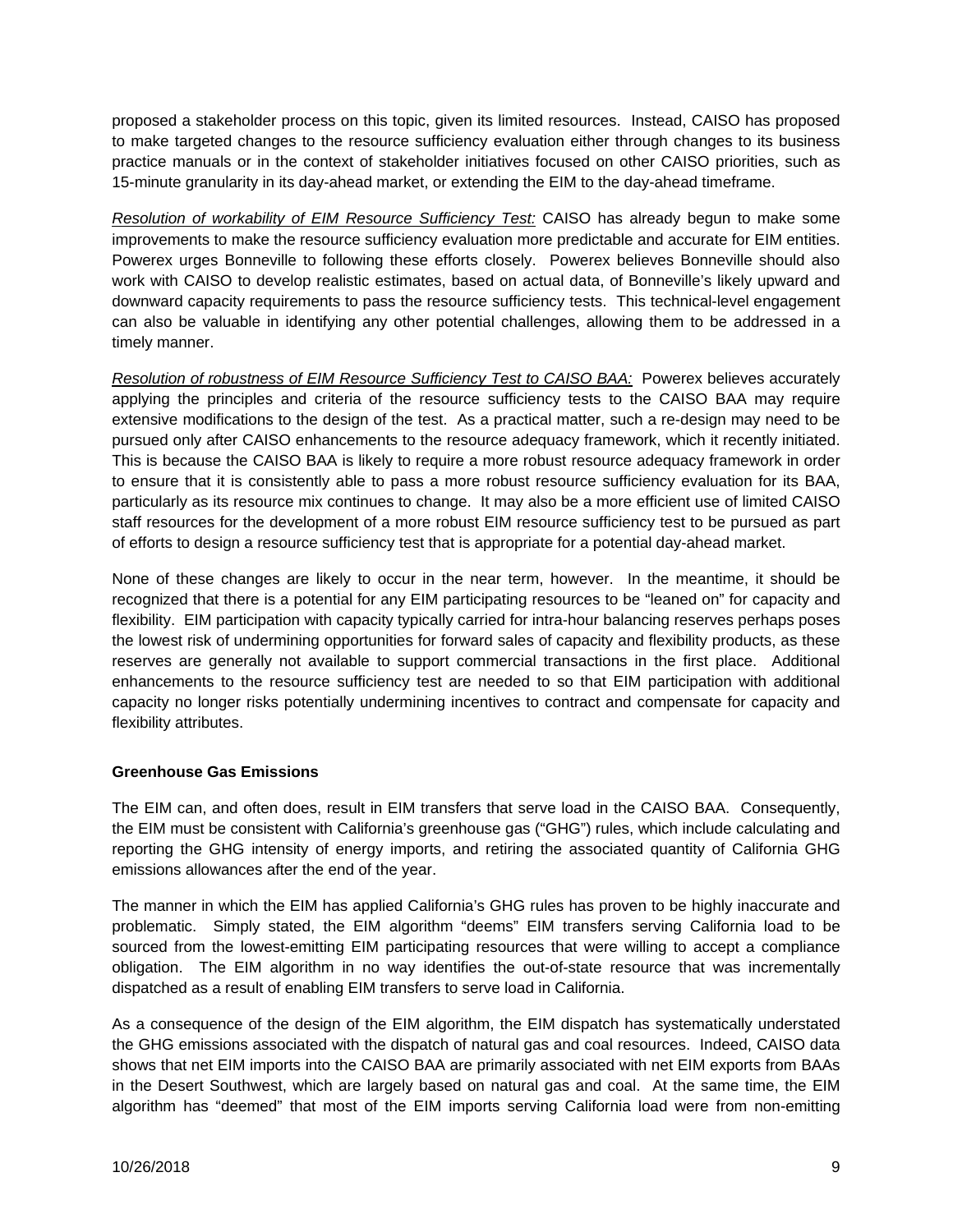proposed a stakeholder process on this topic, given its limited resources. Instead, CAISO has proposed to make targeted changes to the resource sufficiency evaluation either through changes to its business practice manuals or in the context of stakeholder initiatives focused on other CAISO priorities, such as 15-minute granularity in its day-ahead market, or extending the EIM to the day-ahead timeframe.

*Resolution of workability of EIM Resource Sufficiency Test:* CAISO has already begun to make some improvements to make the resource sufficiency evaluation more predictable and accurate for EIM entities. Powerex urges Bonneville to following these efforts closely. Powerex believes Bonneville should also work with CAISO to develop realistic estimates, based on actual data, of Bonneville's likely upward and downward capacity requirements to pass the resource sufficiency tests. This technical-level engagement can also be valuable in identifying any other potential challenges, allowing them to be addressed in a timely manner.

*Resolution of robustness of EIM Resource Sufficiency Test to CAISO BAA:* Powerex believes accurately applying the principles and criteria of the resource sufficiency tests to the CAISO BAA may require extensive modifications to the design of the test. As a practical matter, such a re-design may need to be pursued only after CAISO enhancements to the resource adequacy framework, which it recently initiated. This is because the CAISO BAA is likely to require a more robust resource adequacy framework in order to ensure that it is consistently able to pass a more robust resource sufficiency evaluation for its BAA, particularly as its resource mix continues to change. It may also be a more efficient use of limited CAISO staff resources for the development of a more robust EIM resource sufficiency test to be pursued as part of efforts to design a resource sufficiency test that is appropriate for a potential day-ahead market.

None of these changes are likely to occur in the near term, however. In the meantime, it should be recognized that there is a potential for any EIM participating resources to be "leaned on" for capacity and flexibility. EIM participation with capacity typically carried for intra-hour balancing reserves perhaps poses the lowest risk of undermining opportunities for forward sales of capacity and flexibility products, as these reserves are generally not available to support commercial transactions in the first place. Additional enhancements to the resource sufficiency test are needed to so that EIM participation with additional capacity no longer risks potentially undermining incentives to contract and compensate for capacity and flexibility attributes.

**Greenhouse Gas Emissions**

The EIM can, and often does, result in EIM transfers that serve load in the CAISO BAA. Consequently, the EIM must be consistent with California's greenhouse gas ("GHG") rules, which include calculating and reporting the GHG intensity of energy imports, and retiring the associated quantity of California GHG emissions allowances after the end of the year.

The manner in which the EIM has applied California's GHG rules has proven to be highly inaccurate and problematic. Simply stated, the EIM algorithm "deems" EIM transfers serving California load to be sourced from the lowest-emitting EIM participating resources that were willing to accept a compliance obligation. The EIM algorithm in no way identifies the out-of-state resource that was incrementally dispatched as a result of enabling EIM transfers to serve load in California.

As a consequence of the design of the EIM algorithm, the EIM dispatch has systematically understated the GHG emissions associated with the dispatch of natural gas and coal resources. Indeed, CAISO data shows that net EIM imports into the CAISO BAA are primarily associated with net EIM exports from BAAs in the Desert Southwest, which are largely based on natural gas and coal. At the same time, the EIM algorithm has "deemed" that most of the EIM imports serving California load were from non-emitting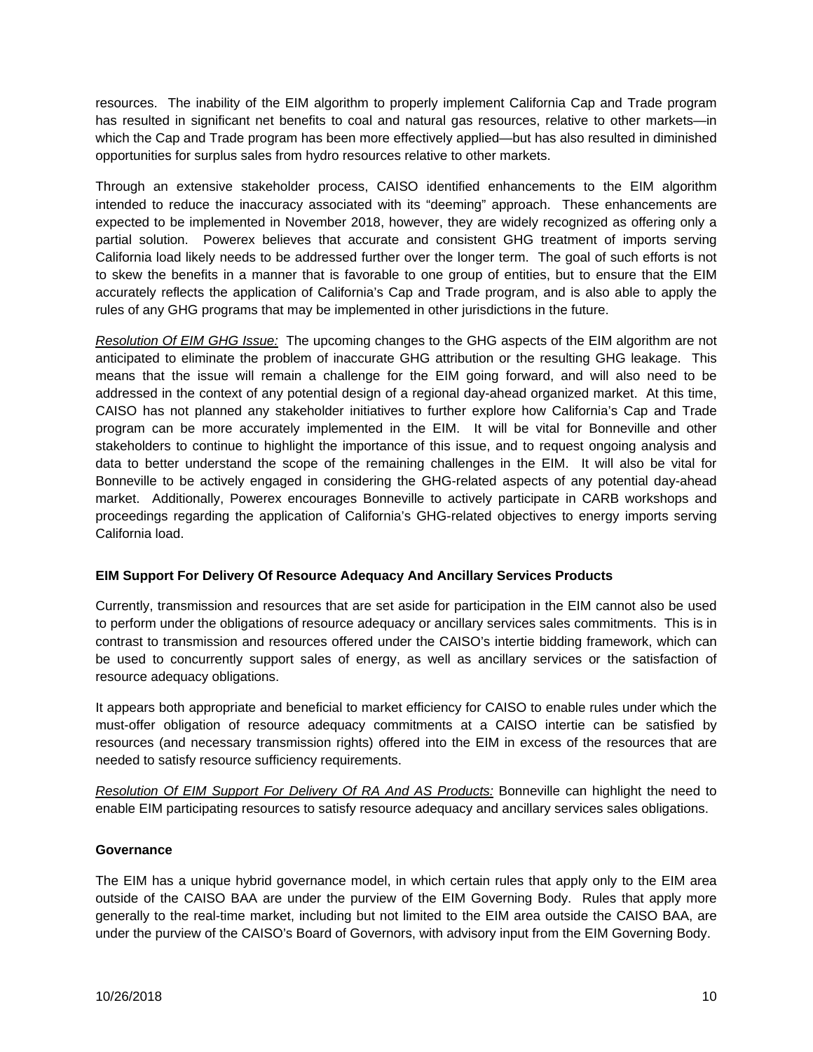resources. The inability of the EIM algorithm to properly implement California Cap and Trade program has resulted in significant net benefits to coal and natural gas resources, relative to other markets—in which the Cap and Trade program has been more effectively applied—but has also resulted in diminished opportunities for surplus sales from hydro resources relative to other markets.

Through an extensive stakeholder process, CAISO identified enhancements to the EIM algorithm intended to reduce the inaccuracy associated with its "deeming" approach. These enhancements are expected to be implemented in November 2018, however, they are widely recognized as offering only a partial solution. Powerex believes that accurate and consistent GHG treatment of imports serving California load likely needs to be addressed further over the longer term. The goal of such efforts is not to skew the benefits in a manner that is favorable to one group of entities, but to ensure that the EIM accurately reflects the application of California's Cap and Trade program, and is also able to apply the rules of any GHG programs that may be implemented in other jurisdictions in the future.

*Resolution Of EIM GHG Issue:* The upcoming changes to the GHG aspects of the EIM algorithm are not anticipated to eliminate the problem of inaccurate GHG attribution or the resulting GHG leakage. This means that the issue will remain a challenge for the EIM going forward, and will also need to be addressed in the context of any potential design of a regional day-ahead organized market. At this time, CAISO has not planned any stakeholder initiatives to further explore how California's Cap and Trade program can be more accurately implemented in the EIM. It will be vital for Bonneville and other stakeholders to continue to highlight the importance of this issue, and to request ongoing analysis and data to better understand the scope of the remaining challenges in the EIM. It will also be vital for Bonneville to be actively engaged in considering the GHG-related aspects of any potential day-ahead market. Additionally, Powerex encourages Bonneville to actively participate in CARB workshops and proceedings regarding the application of California's GHG-related objectives to energy imports serving California load.

**EIM Support For Delivery Of Resource Adequacy And Ancillary Services Products**

Currently, transmission and resources that are set aside for participation in the EIM cannot also be used to perform under the obligations of resource adequacy or ancillary services sales commitments. This is in contrast to transmission and resources offered under the CAISO's intertie bidding framework, which can be used to concurrently support sales of energy, as well as ancillary services or the satisfaction of resource adequacy obligations.

It appears both appropriate and beneficial to market efficiency for CAISO to enable rules under which the must-offer obligation of resource adequacy commitments at a CAISO intertie can be satisfied by resources (and necessary transmission rights) offered into the EIM in excess of the resources that are needed to satisfy resource sufficiency requirements.

*Resolution Of EIM Support For Delivery Of RA And AS Products:* Bonneville can highlight the need to enable EIM participating resources to satisfy resource adequacy and ancillary services sales obligations.

**Governance**

The EIM has a unique hybrid governance model, in which certain rules that apply only to the EIM area outside of the CAISO BAA are under the purview of the EIM Governing Body. Rules that apply more generally to the real-time market, including but not limited to the EIM area outside the CAISO BAA, are under the purview of the CAISO's Board of Governors, with advisory input from the EIM Governing Body.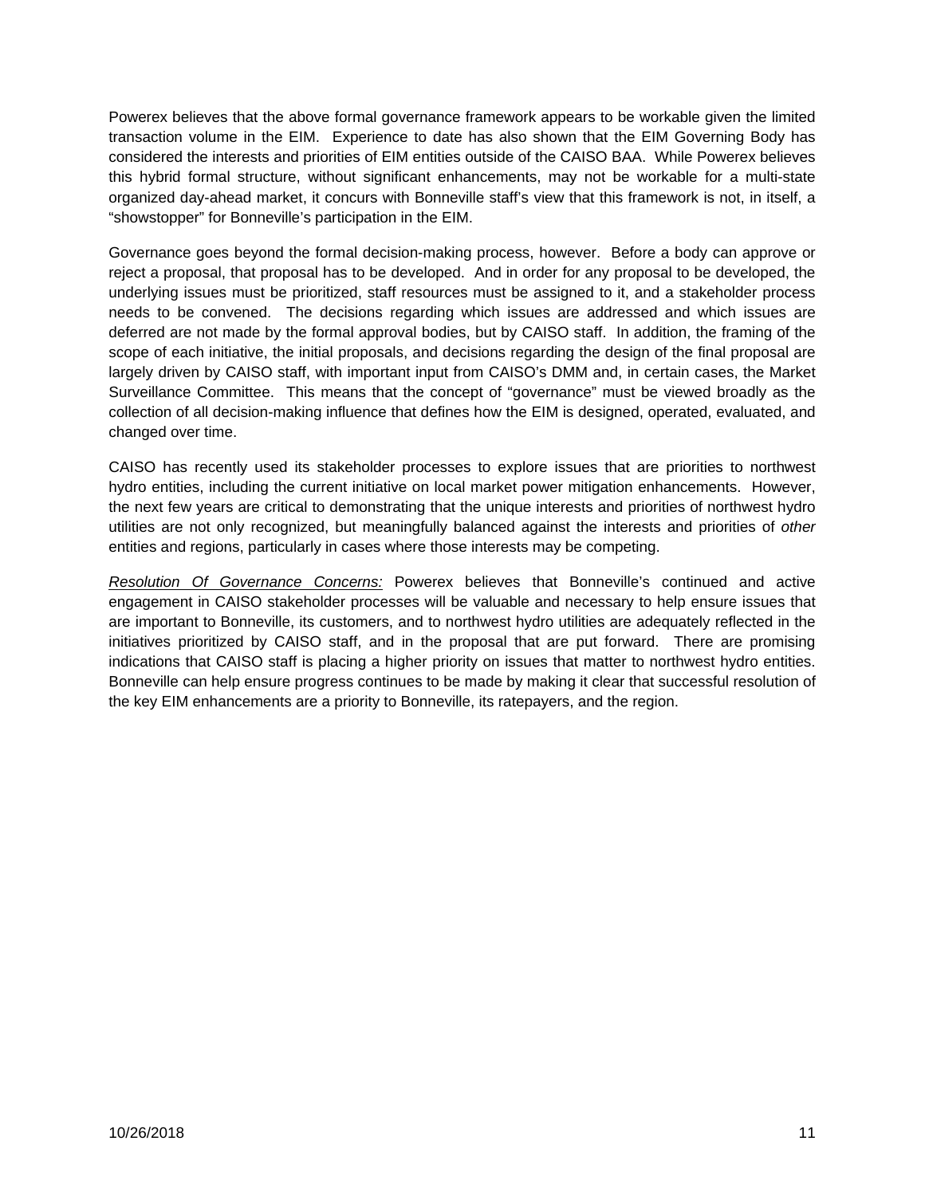Powerex believes that the above formal governance framework appears to be workable given the limited transaction volume in the EIM. Experience to date has also shown that the EIM Governing Body has considered the interests and priorities of EIM entities outside of the CAISO BAA. While Powerex believes this hybrid formal structure, without significant enhancements, may not be workable for a multi-state organized day-ahead market, it concurs with Bonneville staff's view that this framework is not, in itself, a "showstopper" for Bonneville's participation in the EIM.

Governance goes beyond the formal decision-making process, however. Before a body can approve or reject a proposal, that proposal has to be developed. And in order for any proposal to be developed, the underlying issues must be prioritized, staff resources must be assigned to it, and a stakeholder process needs to be convened. The decisions regarding which issues are addressed and which issues are deferred are not made by the formal approval bodies, but by CAISO staff. In addition, the framing of the scope of each initiative, the initial proposals, and decisions regarding the design of the final proposal are largely driven by CAISO staff, with important input from CAISO's DMM and, in certain cases, the Market Surveillance Committee. This means that the concept of "governance" must be viewed broadly as the collection of all decision-making influence that defines how the EIM is designed, operated, evaluated, and changed over time.

CAISO has recently used its stakeholder processes to explore issues that are priorities to northwest hydro entities, including the current initiative on local market power mitigation enhancements. However, the next few years are critical to demonstrating that the unique interests and priorities of northwest hydro utilities are not only recognized, but meaningfully balanced against the interests and priorities of *other* entities and regions, particularly in cases where those interests may be competing.

*Resolution Of Governance Concerns:* Powerex believes that Bonneville's continued and active engagement in CAISO stakeholder processes will be valuable and necessary to help ensure issues that are important to Bonneville, its customers, and to northwest hydro utilities are adequately reflected in the initiatives prioritized by CAISO staff, and in the proposal that are put forward. There are promising indications that CAISO staff is placing a higher priority on issues that matter to northwest hydro entities. Bonneville can help ensure progress continues to be made by making it clear that successful resolution of the key EIM enhancements are a priority to Bonneville, its ratepayers, and the region.